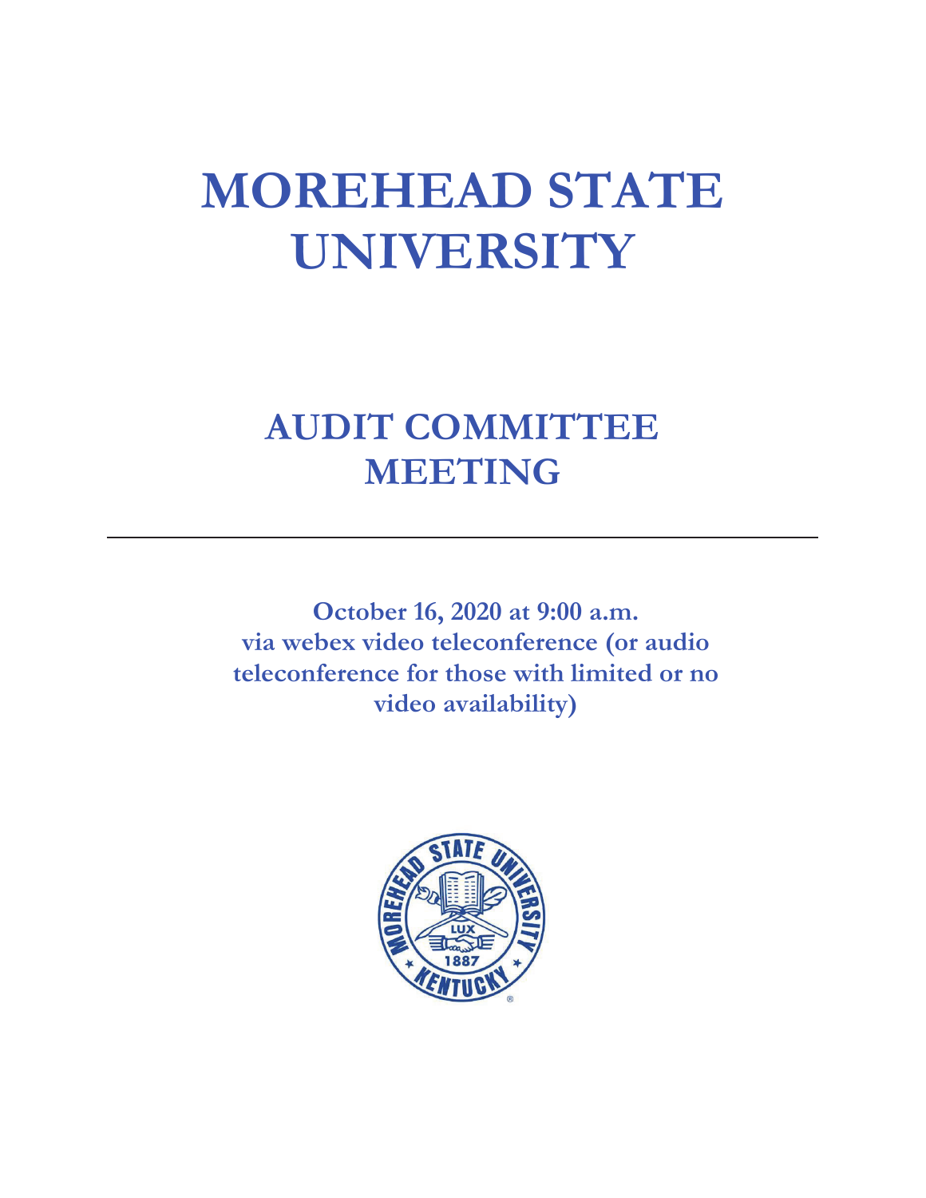# MOREHEAD STATE UNIVERSITY

## AUDIT COMMITTEE MEETING

---

**October 16, 2020 at 9:00 a.m.**
**via webex video teleconference (or audio teleconference for those with limited or no video availability)**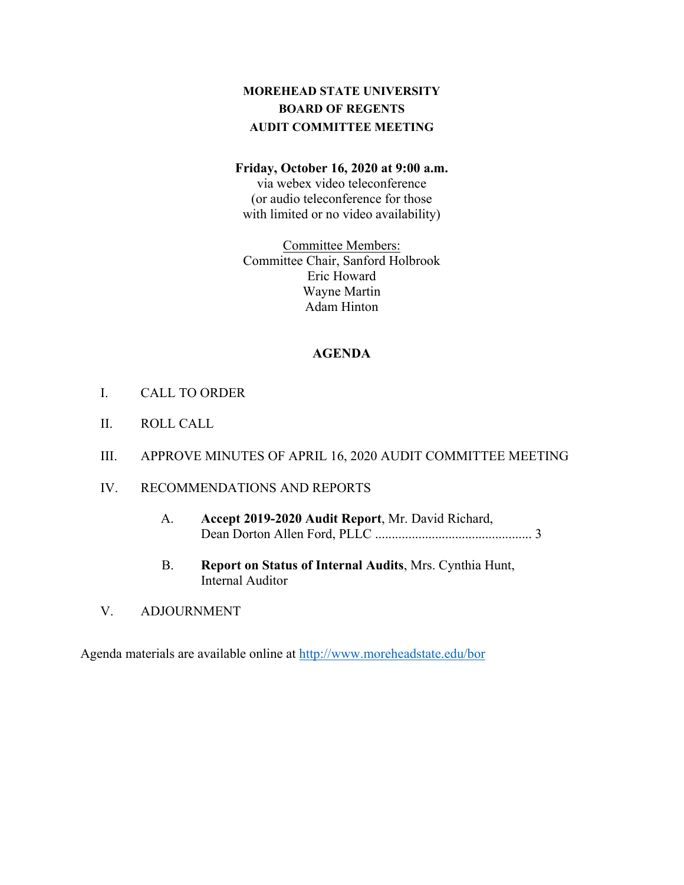# MOREHEAD STATE UNIVERSITY
# BOARD OF REGENTS
# AUDIT COMMITTEE MEETING

**Friday, October 16, 2020 at 9:00 a.m.**
via webex video teleconference
(or audio teleconference for those
with limited or no video availability)

Committee Members:
Committee Chair, Sanford Holbrook
Eric Howard
Wayne Martin
Adam Hinton

## AGENDA

I. CALL TO ORDER

II. ROLL CALL

III. APPROVE MINUTES OF APRIL 16, 2020 AUDIT COMMITTEE MEETING

IV. RECOMMENDATIONS AND REPORTS

   A. **Accept 2019-2020 Audit Report**, Mr. David Richard, Dean Dorton Allen Ford, PLLC .............................................. 3

   B. **Report on Status of Internal Audits**, Mrs. Cynthia Hunt, Internal Auditor

V. ADJOURNMENT

Agenda materials are available online at http://www.moreheadstate.edu/bor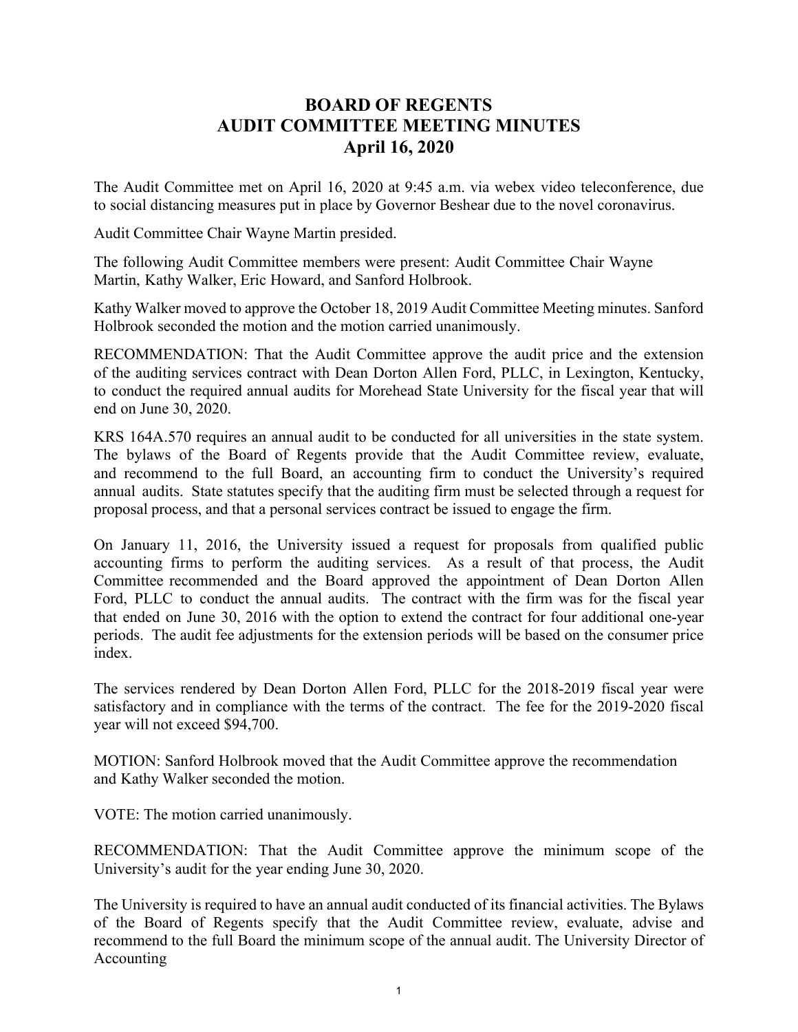# BOARD OF REGENTS
# AUDIT COMMITTEE MEETING MINUTES
# April 16, 2020

The Audit Committee met on April 16, 2020 at 9:45 a.m. via webex video teleconference, due to social distancing measures put in place by Governor Beshear due to the novel coronavirus.

Audit Committee Chair Wayne Martin presided.

The following Audit Committee members were present: Audit Committee Chair Wayne Martin, Kathy Walker, Eric Howard, and Sanford Holbrook.

Kathy Walker moved to approve the October 18, 2019 Audit Committee Meeting minutes. Sanford Holbrook seconded the motion and the motion carried unanimously.

RECOMMENDATION: That the Audit Committee approve the audit price and the extension of the auditing services contract with Dean Dorton Allen Ford, PLLC, in Lexington, Kentucky, to conduct the required annual audits for Morehead State University for the fiscal year that will end on June 30, 2020.

KRS 164A.570 requires an annual audit to be conducted for all universities in the state system. The bylaws of the Board of Regents provide that the Audit Committee review, evaluate, and recommend to the full Board, an accounting firm to conduct the University's required annual audits. State statutes specify that the auditing firm must be selected through a request for proposal process, and that a personal services contract be issued to engage the firm.

On January 11, 2016, the University issued a request for proposals from qualified public accounting firms to perform the auditing services. As a result of that process, the Audit Committee recommended and the Board approved the appointment of Dean Dorton Allen Ford, PLLC to conduct the annual audits. The contract with the firm was for the fiscal year that ended on June 30, 2016 with the option to extend the contract for four additional one-year periods. The audit fee adjustments for the extension periods will be based on the consumer price index.

The services rendered by Dean Dorton Allen Ford, PLLC for the 2018-2019 fiscal year were satisfactory and in compliance with the terms of the contract. The fee for the 2019-2020 fiscal year will not exceed $94,700.

MOTION: Sanford Holbrook moved that the Audit Committee approve the recommendation and Kathy Walker seconded the motion.

VOTE: The motion carried unanimously.

RECOMMENDATION: That the Audit Committee approve the minimum scope of the University's audit for the year ending June 30, 2020.

The University is required to have an annual audit conducted of its financial activities. The Bylaws of the Board of Regents specify that the Audit Committee review, evaluate, advise and recommend to the full Board the minimum scope of the annual audit. The University Director of Accounting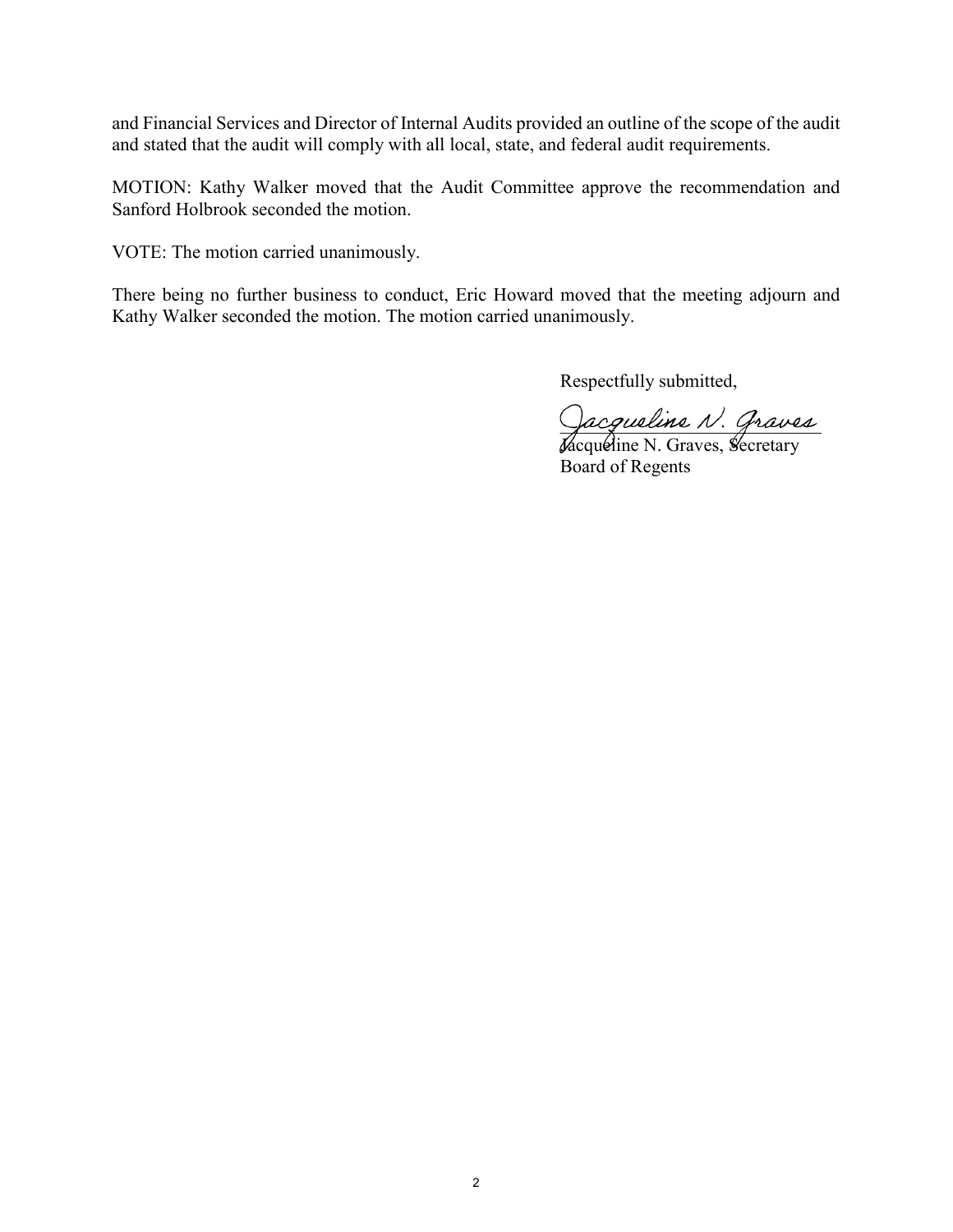and Financial Services and Director of Internal Audits provided an outline of the scope of the audit and stated that the audit will comply with all local, state, and federal audit requirements.

MOTION: Kathy Walker moved that the Audit Committee approve the recommendation and Sanford Holbrook seconded the motion.

VOTE: The motion carried unanimously.

There being no further business to conduct, Eric Howard moved that the meeting adjourn and Kathy Walker seconded the motion. The motion carried unanimously.

Respectfully submitted,

*Jacqueline N. Graves*

Jacqueline N. Graves, Secretary
Board of Regents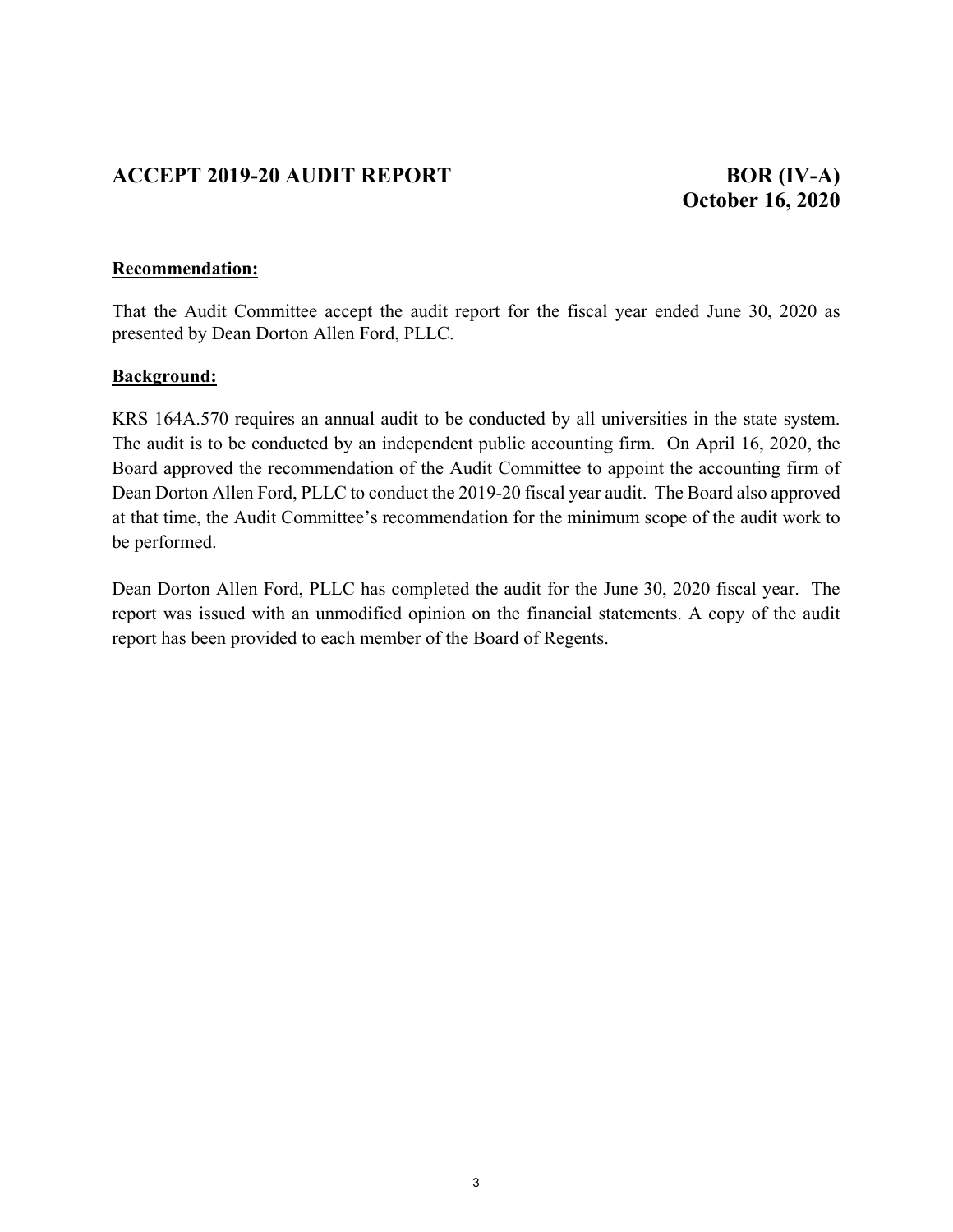## ACCEPT 2019-20 AUDIT REPORT

**BOR (IV-A)**
**October 16, 2020**

**Recommendation:**

That the Audit Committee accept the audit report for the fiscal year ended June 30, 2020 as presented by Dean Dorton Allen Ford, PLLC.

**Background:**

KRS 164A.570 requires an annual audit to be conducted by all universities in the state system. The audit is to be conducted by an independent public accounting firm. On April 16, 2020, the Board approved the recommendation of the Audit Committee to appoint the accounting firm of Dean Dorton Allen Ford, PLLC to conduct the 2019-20 fiscal year audit. The Board also approved at that time, the Audit Committee's recommendation for the minimum scope of the audit work to be performed.

Dean Dorton Allen Ford, PLLC has completed the audit for the June 30, 2020 fiscal year. The report was issued with an unmodified opinion on the financial statements. A copy of the audit report has been provided to each member of the Board of Regents.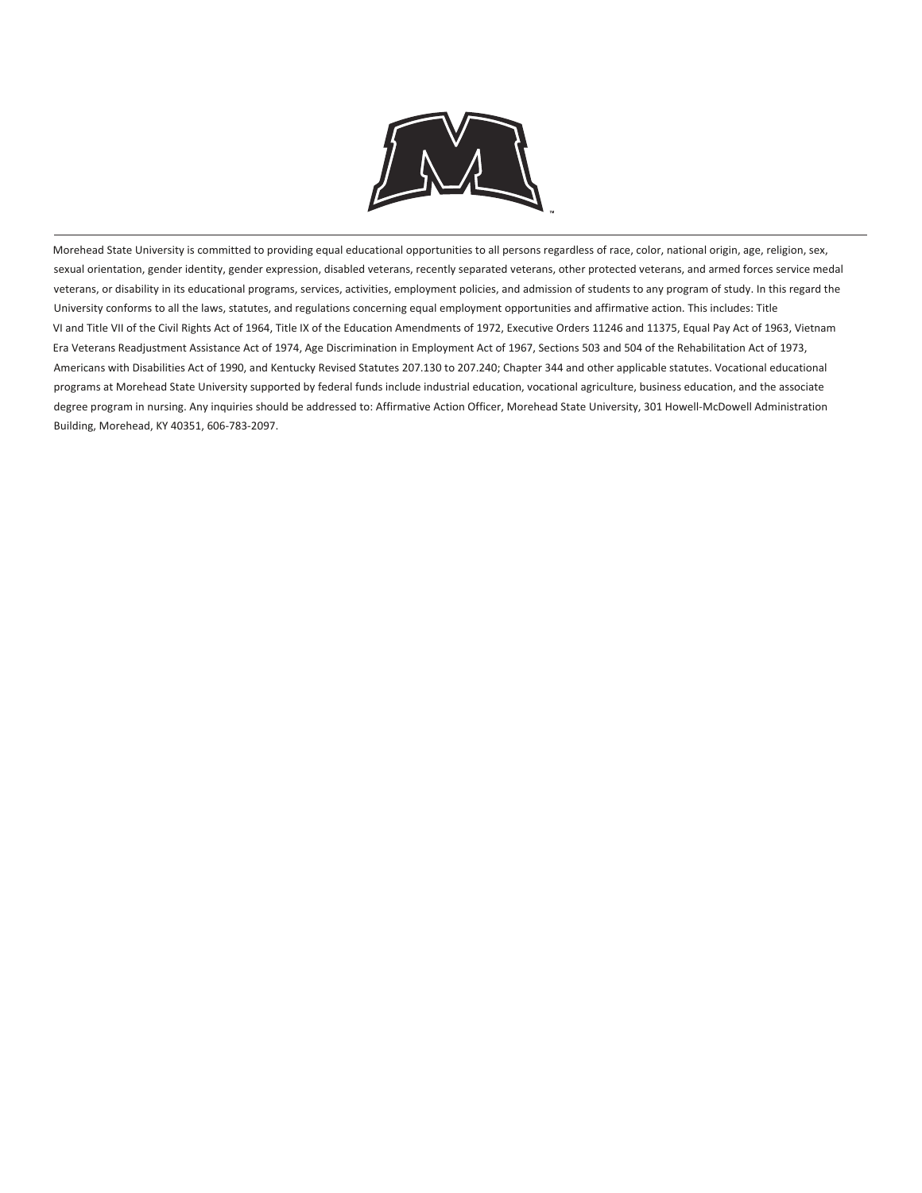Morehead State University is committed to providing equal educational opportunities to all persons regardless of race, color, national origin, age, religion, sex, sexual orientation, gender identity, gender expression, disabled veterans, recently separated veterans, other protected veterans, and armed forces service medal veterans, or disability in its educational programs, services, activities, employment policies, and admission of students to any program of study. In this regard the University conforms to all the laws, statutes, and regulations concerning equal employment opportunities and affirmative action. This includes: Title VI and Title VII of the Civil Rights Act of 1964, Title IX of the Education Amendments of 1972, Executive Orders 11246 and 11375, Equal Pay Act of 1963, Vietnam Era Veterans Readjustment Assistance Act of 1974, Age Discrimination in Employment Act of 1967, Sections 503 and 504 of the Rehabilitation Act of 1973, Americans with Disabilities Act of 1990, and Kentucky Revised Statutes 207.130 to 207.240; Chapter 344 and other applicable statutes. Vocational educational programs at Morehead State University supported by federal funds include industrial education, vocational agriculture, business education, and the associate degree program in nursing. Any inquiries should be addressed to: Affirmative Action Officer, Morehead State University, 301 Howell-McDowell Administration Building, Morehead, KY 40351, 606-783-2097.